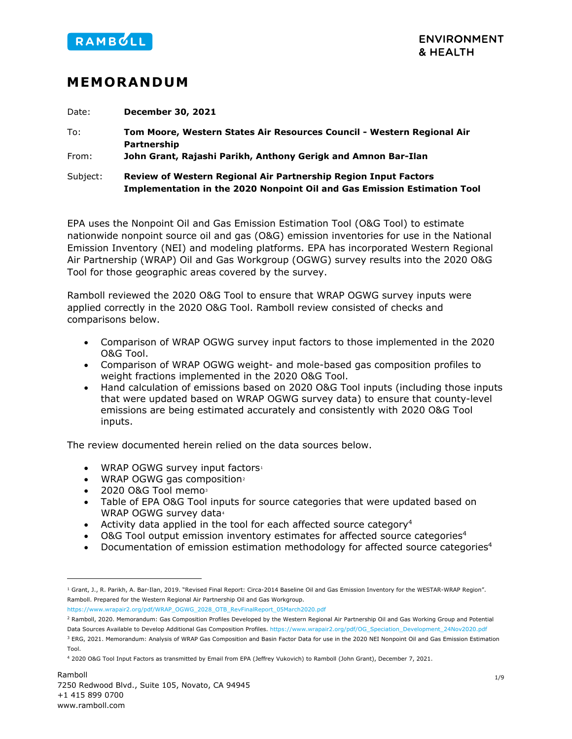RAMBOLL

ENVIRONMENT
& HEALTH

# MEMORANDUM

Date: **December 30, 2021**

To: **Tom Moore, Western States Air Resources Council - Western Regional Air Partnership**

From: **John Grant, Rajashi Parikh, Anthony Gerigk and Amnon Bar-Ilan**

Subject: **Review of Western Regional Air Partnership Region Input Factors Implementation in the 2020 Nonpoint Oil and Gas Emission Estimation Tool**

EPA uses the Nonpoint Oil and Gas Emission Estimation Tool (O&G Tool) to estimate nationwide nonpoint source oil and gas (O&G) emission inventories for use in the National Emission Inventory (NEI) and modeling platforms. EPA has incorporated Western Regional Air Partnership (WRAP) Oil and Gas Workgroup (OGWG) survey results into the 2020 O&G Tool for those geographic areas covered by the survey.

Ramboll reviewed the 2020 O&G Tool to ensure that WRAP OGWG survey inputs were applied correctly in the 2020 O&G Tool. Ramboll review consisted of checks and comparisons below.

- Comparison of WRAP OGWG survey input factors to those implemented in the 2020 O&G Tool.
- Comparison of WRAP OGWG weight- and mole-based gas composition profiles to weight fractions implemented in the 2020 O&G Tool.
- Hand calculation of emissions based on 2020 O&G Tool inputs (including those inputs that were updated based on WRAP OGWG survey data) to ensure that county-level emissions are being estimated accurately and consistently with 2020 O&G Tool inputs.

The review documented herein relied on the data sources below.

- WRAP OGWG survey input factors[1]
- WRAP OGWG gas composition[2]
- 2020 O&G Tool memo[3]
- Table of EPA O&G Tool inputs for source categories that were updated based on WRAP OGWG survey data[4]
- Activity data applied in the tool for each affected source category[4]
- O&G Tool output emission inventory estimates for affected source categories[4]
- Documentation of emission estimation methodology for affected source categories[4]

---

[1] Grant, J., R. Parikh, A. Bar-Ilan, 2019. "Revised Final Report: Circa-2014 Baseline Oil and Gas Emission Inventory for the WESTAR-WRAP Region". Ramboll. Prepared for the Western Regional Air Partnership Oil and Gas Workgroup. https://www.wrapair2.org/pdf/WRAP_OGWG_2028_OTB_RevFinalReport_05March2020.pdf

[2] Ramboll, 2020. Memorandum: Gas Composition Profiles Developed by the Western Regional Air Partnership Oil and Gas Working Group and Potential Data Sources Available to Develop Additional Gas Composition Profiles. https://www.wrapair2.org/pdf/OG_Speciation_Development_24Nov2020.pdf

[3] ERG, 2021. Memorandum: Analysis of WRAP Gas Composition and Basin Factor Data for use in the 2020 NEI Nonpoint Oil and Gas Emission Estimation Tool.

[4] 2020 O&G Tool Input Factors as transmitted by Email from EPA (Jeffrey Vukovich) to Ramboll (John Grant), December 7, 2021.

Ramboll
7250 Redwood Blvd., Suite 105, Novato, CA 94945
+1 415 899 0700
www.ramboll.com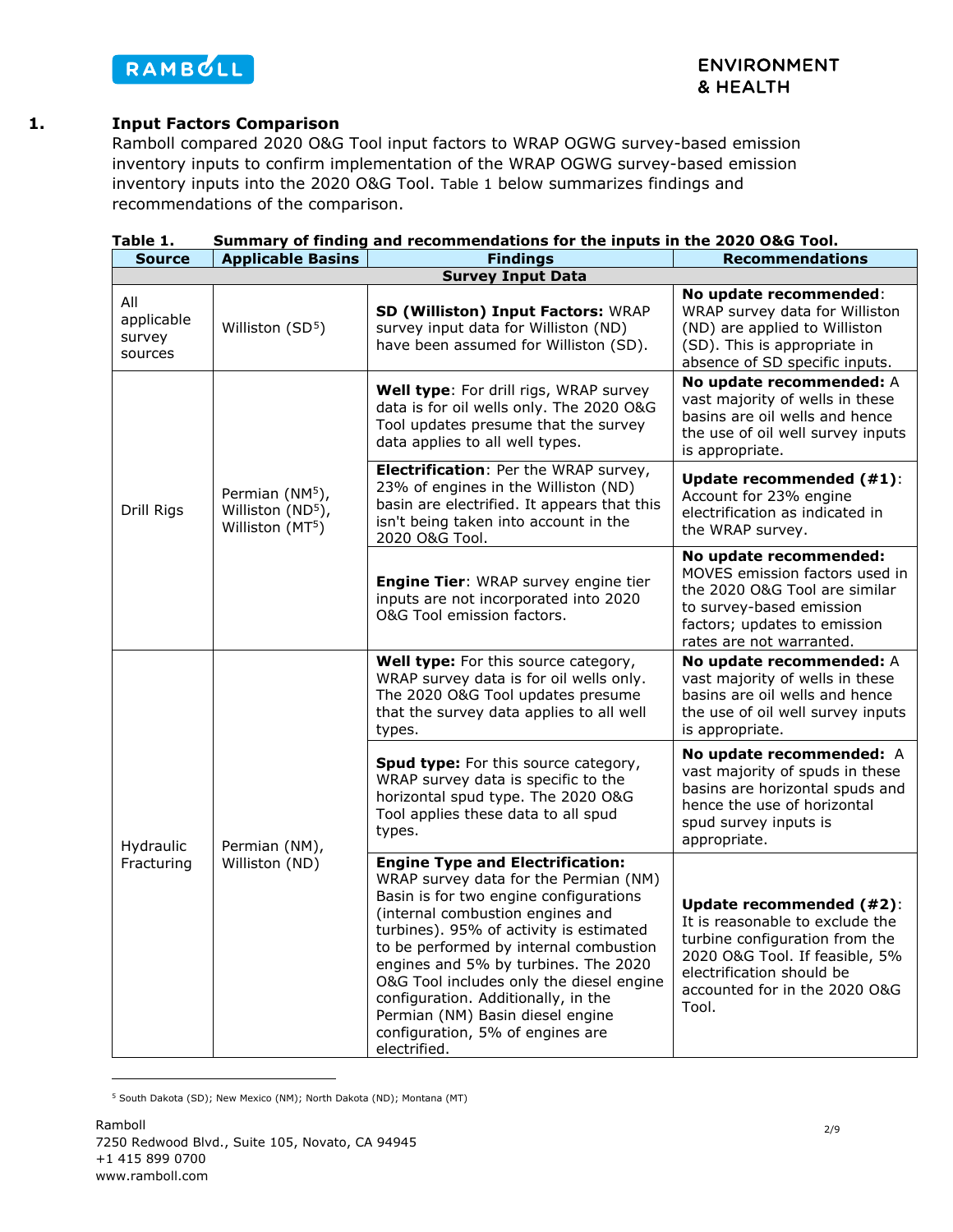# 1. Input Factors Comparison

Ramboll compared 2020 O&G Tool input factors to WRAP OGWG survey-based emission inventory inputs to confirm implementation of the WRAP OGWG survey-based emission inventory inputs into the 2020 O&G Tool. Table 1 below summarizes findings and recommendations of the comparison.

**Table 1. Summary of finding and recommendations for the inputs in the 2020 O&G Tool.**

| Source | Applicable Basins | Findings | Recommendations |
|---|---|---|---|
| **Survey Input Data** | | | |
| All applicable survey sources | Williston (SD[5]) | **SD (Williston) Input Factors:** WRAP survey input data for Williston (ND) have been assumed for Williston (SD). | **No update recommended**: WRAP survey data for Williston (ND) are applied to Williston (SD). This is appropriate in absence of SD specific inputs. |
| Drill Rigs | Permian (NM[5]), Williston (ND[5]), Williston (MT[5]) | **Well type**: For drill rigs, WRAP survey data is for oil wells only. The 2020 O&G Tool updates presume that the survey data applies to all well types. | **No update recommended:** A vast majority of wells in these basins are oil wells and hence the use of oil well survey inputs is appropriate. |
| | | **Electrification**: Per the WRAP survey, 23% of engines in the Williston (ND) basin are electrified. It appears that this isn't being taken into account in the 2020 O&G Tool. | **Update recommended (#1)**: Account for 23% engine electrification as indicated in the WRAP survey. |
| | | **Engine Tier**: WRAP survey engine tier inputs are not incorporated into 2020 O&G Tool emission factors. | **No update recommended:** MOVES emission factors used in the 2020 O&G Tool are similar to survey-based emission factors; updates to emission rates are not warranted. |
| Hydraulic Fracturing | Permian (NM), Williston (ND) | **Well type:** For this source category, WRAP survey data is for oil wells only. The 2020 O&G Tool updates presume that the survey data applies to all well types. | **No update recommended:** A vast majority of wells in these basins are oil wells and hence the use of oil well survey inputs is appropriate. |
| | | **Spud type:** For this source category, WRAP survey data is specific to the horizontal spud type. The 2020 O&G Tool applies these data to all spud types. | **No update recommended:** A vast majority of spuds in these basins are horizontal spuds and hence the use of horizontal spud survey inputs is appropriate. |
| | | **Engine Type and Electrification:** WRAP survey data for the Permian (NM) Basin is for two engine configurations (internal combustion engines and turbines). 95% of activity is estimated to be performed by internal combustion engines and 5% by turbines. The 2020 O&G Tool includes only the diesel engine configuration. Additionally, in the Permian (NM) Basin diesel engine configuration, 5% of engines are electrified. | **Update recommended (#2)**: It is reasonable to exclude the turbine configuration from the 2020 O&G Tool. If feasible, 5% electrification should be accounted for in the 2020 O&G Tool. |

[5] South Dakota (SD); New Mexico (NM); North Dakota (ND); Montana (MT)

Ramboll
7250 Redwood Blvd., Suite 105, Novato, CA 94945
+1 415 899 0700
www.ramboll.com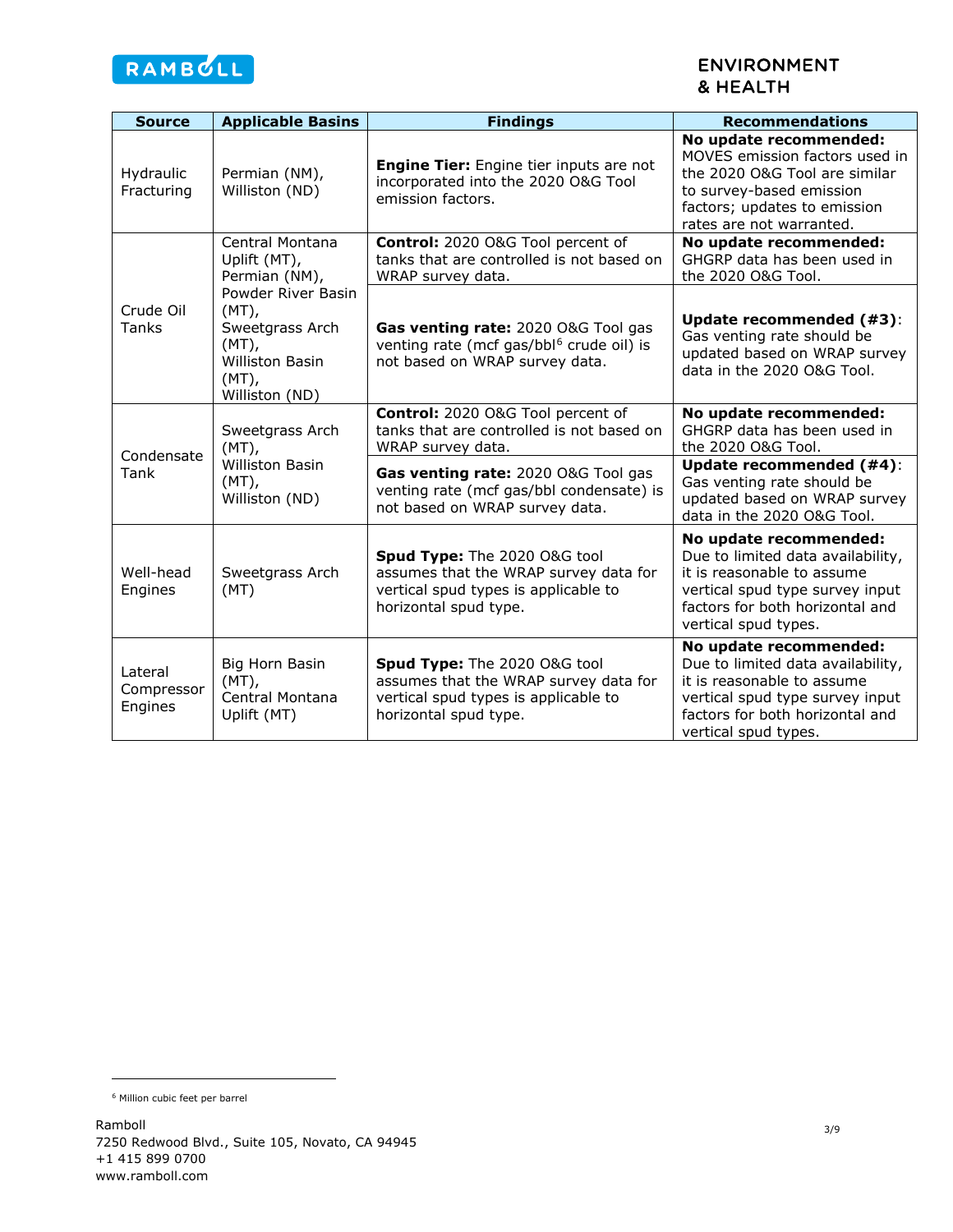| Source | Applicable Basins | Findings | Recommendations |
|---|---|---|---|
| Hydraulic Fracturing | Permian (NM), Williston (ND) | **Engine Tier:** Engine tier inputs are not incorporated into the 2020 O&G Tool emission factors. | **No update recommended:** MOVES emission factors used in the 2020 O&G Tool are similar to survey-based emission factors; updates to emission rates are not warranted. |
| Crude Oil Tanks | Central Montana Uplift (MT), Permian (NM), Powder River Basin (MT), Sweetgrass Arch (MT), Williston Basin (MT), Williston (ND) | **Control:** 2020 O&G Tool percent of tanks that are controlled is not based on WRAP survey data. | **No update recommended:** GHGRP data has been used in the 2020 O&G Tool. |
| | | **Gas venting rate:** 2020 O&G Tool gas venting rate (mcf gas/bbl[6] crude oil) is not based on WRAP survey data. | **Update recommended (#3)**: Gas venting rate should be updated based on WRAP survey data in the 2020 O&G Tool. |
| Condensate Tank | Sweetgrass Arch (MT), Williston Basin (MT), Williston (ND) | **Control:** 2020 O&G Tool percent of tanks that are controlled is not based on WRAP survey data. | **No update recommended:** GHGRP data has been used in the 2020 O&G Tool. |
| | | **Gas venting rate:** 2020 O&G Tool gas venting rate (mcf gas/bbl condensate) is not based on WRAP survey data. | **Update recommended (#4)**: Gas venting rate should be updated based on WRAP survey data in the 2020 O&G Tool. |
| Well-head Engines | Sweetgrass Arch (MT) | **Spud Type:** The 2020 O&G tool assumes that the WRAP survey data for vertical spud types is applicable to horizontal spud type. | **No update recommended:** Due to limited data availability, it is reasonable to assume vertical spud type survey input factors for both horizontal and vertical spud types. |
| Lateral Compressor Engines | Big Horn Basin (MT), Central Montana Uplift (MT) | **Spud Type:** The 2020 O&G tool assumes that the WRAP survey data for vertical spud types is applicable to horizontal spud type. | **No update recommended:** Due to limited data availability, it is reasonable to assume vertical spud type survey input factors for both horizontal and vertical spud types. |

[6] Million cubic feet per barrel

Ramboll
7250 Redwood Blvd., Suite 105, Novato, CA 94945
+1 415 899 0700
www.ramboll.com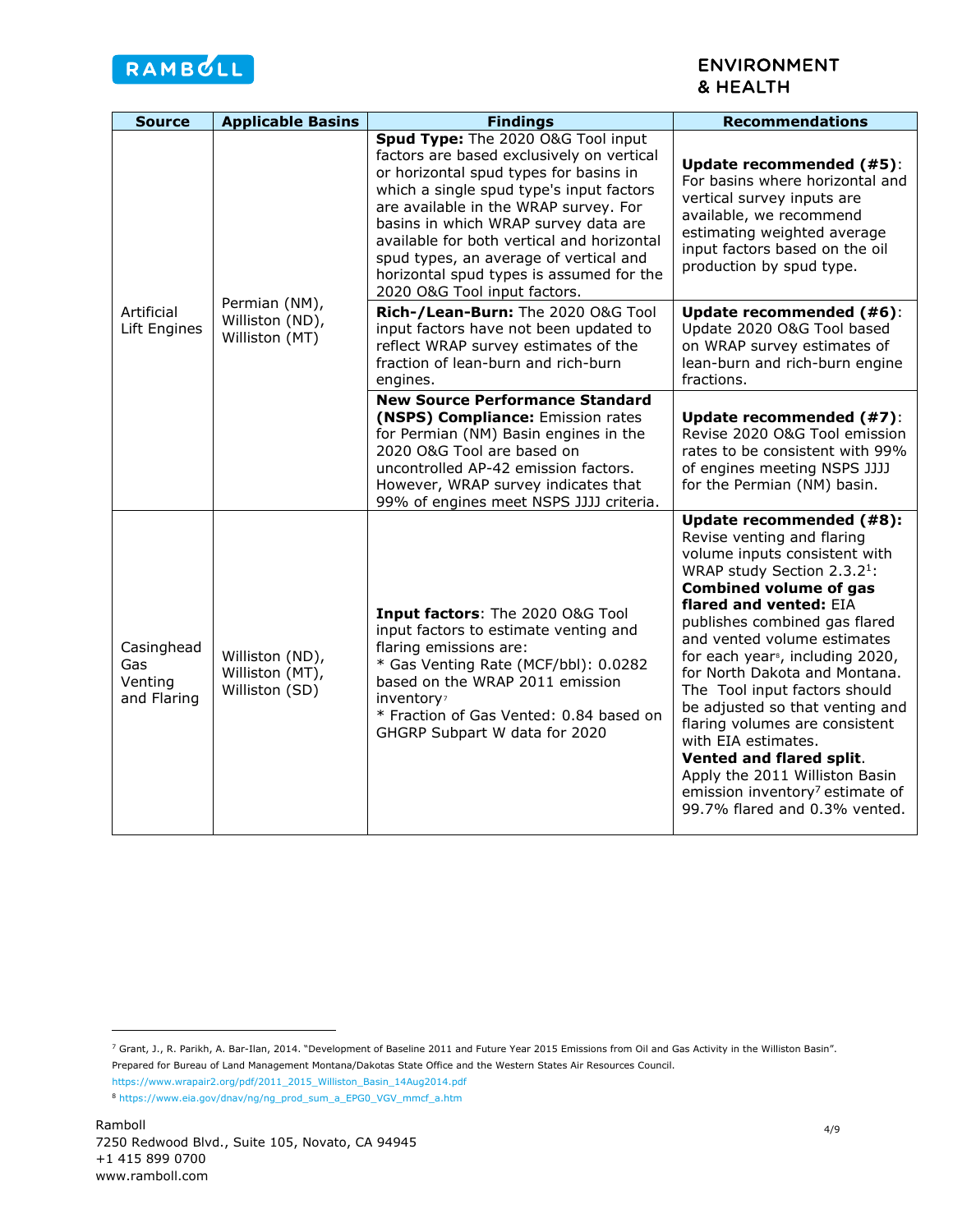| Source | Applicable Basins | Findings | Recommendations |
| --- | --- | --- | --- |
| Artificial Lift Engines | Permian (NM), Williston (ND), Williston (MT) | **Spud Type:** The 2020 O&G Tool input factors are based exclusively on vertical or horizontal spud types for basins in which a single spud type's input factors are available in the WRAP survey. For basins in which WRAP survey data are available for both vertical and horizontal spud types, an average of vertical and horizontal spud types is assumed for the 2020 O&G Tool input factors. | **Update recommended (#5)**: For basins where horizontal and vertical survey inputs are available, we recommend estimating weighted average input factors based on the oil production by spud type. |
| | | **Rich-/Lean-Burn:** The 2020 O&G Tool input factors have not been updated to reflect WRAP survey estimates of the fraction of lean-burn and rich-burn engines. | **Update recommended (#6)**: Update 2020 O&G Tool based on WRAP survey estimates of lean-burn and rich-burn engine fractions. |
| | | **New Source Performance Standard (NSPS) Compliance:** Emission rates for Permian (NM) Basin engines in the 2020 O&G Tool are based on uncontrolled AP-42 emission factors. However, WRAP survey indicates that 99% of engines meet NSPS JJJJ criteria. | **Update recommended (#7)**: Revise 2020 O&G Tool emission rates to be consistent with 99% of engines meeting NSPS JJJJ for the Permian (NM) basin. |
| Casinghead Gas Venting and Flaring | Williston (ND), Williston (MT), Williston (SD) | **Input factors**: The 2020 O&G Tool input factors to estimate venting and flaring emissions are:<br>* Gas Venting Rate (MCF/bbl): 0.0282 based on the WRAP 2011 emission inventory[7]<br>* Fraction of Gas Vented: 0.84 based on GHGRP Subpart W data for 2020 | **Update recommended (#8):** Revise venting and flaring volume inputs consistent with WRAP study Section 2.3.2[1]:<br>**Combined volume of gas flared and vented:** EIA publishes combined gas flared and vented volume estimates for each year[8], including 2020, for North Dakota and Montana. The Tool input factors should be adjusted so that venting and flaring volumes are consistent with EIA estimates.<br>**Vented and flared split**. Apply the 2011 Williston Basin emission inventory[7] estimate of 99.7% flared and 0.3% vented. |

[7] Grant, J., R. Parikh, A. Bar-Ilan, 2014. "Development of Baseline 2011 and Future Year 2015 Emissions from Oil and Gas Activity in the Williston Basin". Prepared for Bureau of Land Management Montana/Dakotas State Office and the Western States Air Resources Council. https://www.wrapair2.org/pdf/2011_2015_Williston_Basin_14Aug2014.pdf

[8] https://www.eia.gov/dnav/ng/ng_prod_sum_a_EPG0_VGV_mmcf_a.htm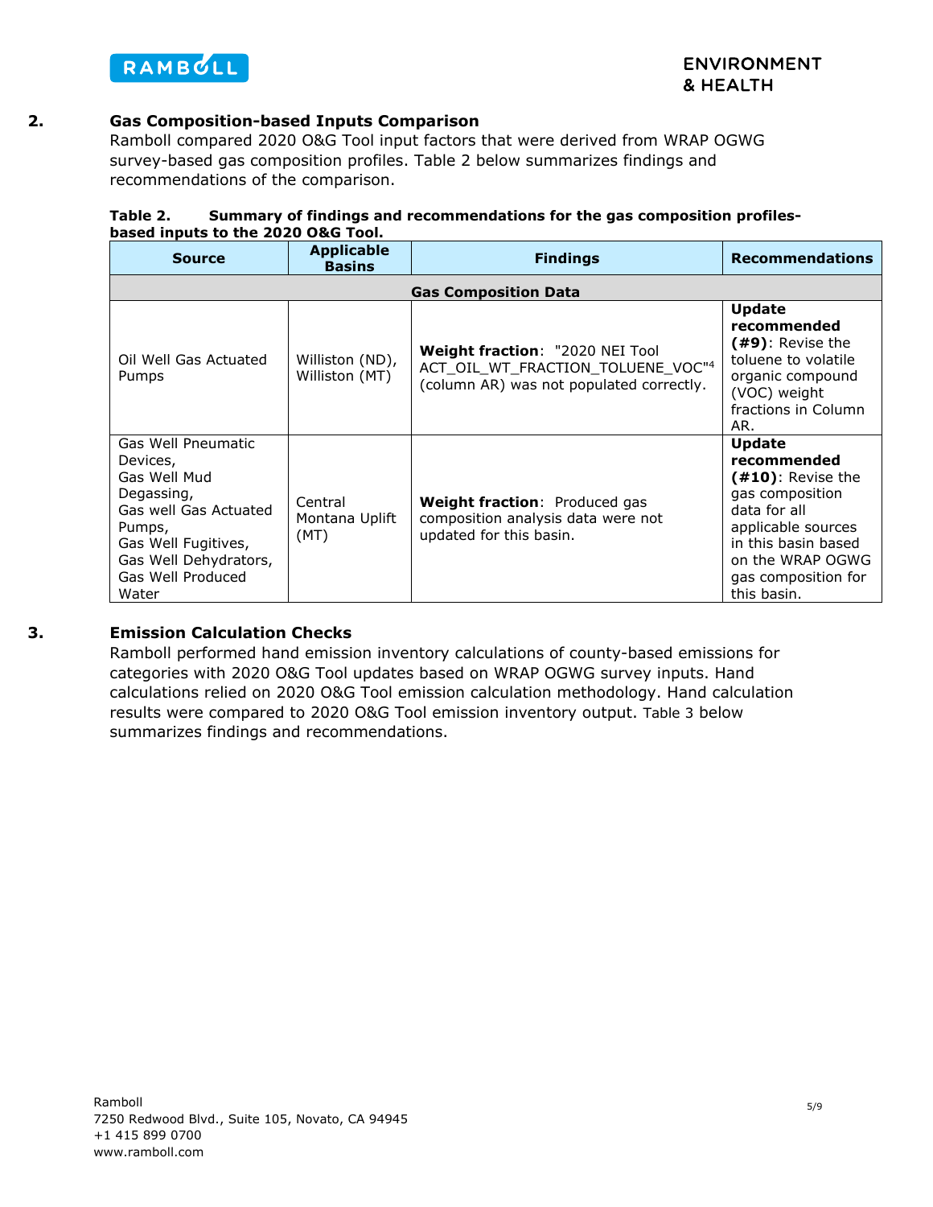## 2. Gas Composition-based Inputs Comparison

Ramboll compared 2020 O&G Tool input factors that were derived from WRAP OGWG survey-based gas composition profiles. Table 2 below summarizes findings and recommendations of the comparison.

**Table 2. Summary of findings and recommendations for the gas composition profiles-based inputs to the 2020 O&G Tool.**

| Source | Applicable Basins | Findings | Recommendations |
|---|---|---|---|
| **Gas Composition Data** | | | |
| Oil Well Gas Actuated Pumps | Williston (ND), Williston (MT) | **Weight fraction**: "2020 NEI Tool ACT_OIL_WT_FRACTION_TOLUENE_VOC"[4] (column AR) was not populated correctly. | **Update recommended (#9)**: Revise the toluene to volatile organic compound (VOC) weight fractions in Column AR. |
| Gas Well Pneumatic Devices, Gas Well Mud Degassing, Gas well Gas Actuated Pumps, Gas Well Fugitives, Gas Well Dehydrators, Gas Well Produced Water | Central Montana Uplift (MT) | **Weight fraction**: Produced gas composition analysis data were not updated for this basin. | **Update recommended (#10)**: Revise the gas composition data for all applicable sources in this basin based on the WRAP OGWG gas composition for this basin. |

## 3. Emission Calculation Checks

Ramboll performed hand emission inventory calculations of county-based emissions for categories with 2020 O&G Tool updates based on WRAP OGWG survey inputs. Hand calculations relied on 2020 O&G Tool emission calculation methodology. Hand calculation results were compared to 2020 O&G Tool emission inventory output. Table 3 below summarizes findings and recommendations.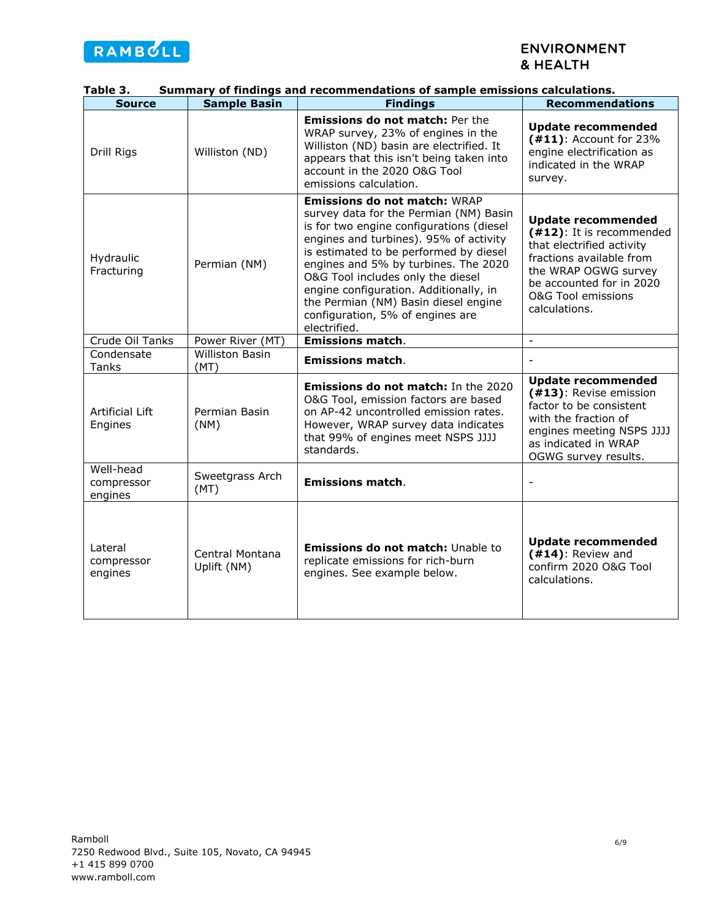**Table 3. Summary of findings and recommendations of sample emissions calculations.**

| Source | Sample Basin | Findings | Recommendations |
|---|---|---|---|
| Drill Rigs | Williston (ND) | **Emissions do not match:** Per the WRAP survey, 23% of engines in the Williston (ND) basin are electrified. It appears that this isn't being taken into account in the 2020 O&G Tool emissions calculation. | **Update recommended (#11)**: Account for 23% engine electrification as indicated in the WRAP survey. |
| Hydraulic Fracturing | Permian (NM) | **Emissions do not match:** WRAP survey data for the Permian (NM) Basin is for two engine configurations (diesel engines and turbines). 95% of activity is estimated to be performed by diesel engines and 5% by turbines. The 2020 O&G Tool includes only the diesel engine configuration. Additionally, in the Permian (NM) Basin diesel engine configuration, 5% of engines are electrified. | **Update recommended (#12)**: It is recommended that electrified activity fractions available from the WRAP OGWG survey be accounted for in 2020 O&G Tool emissions calculations. |
| Crude Oil Tanks | Power River (MT) | **Emissions match**. | - |
| Condensate Tanks | Williston Basin (MT) | **Emissions match**. | - |
| Artificial Lift Engines | Permian Basin (NM) | **Emissions do not match:** In the 2020 O&G Tool, emission factors are based on AP-42 uncontrolled emission rates. However, WRAP survey data indicates that 99% of engines meet NSPS JJJJ standards. | **Update recommended (#13)**: Revise emission factor to be consistent with the fraction of engines meeting NSPS JJJJ as indicated in WRAP OGWG survey results. |
| Well-head compressor engines | Sweetgrass Arch (MT) | **Emissions match**. | - |
| Lateral compressor engines | Central Montana Uplift (NM) | **Emissions do not match:** Unable to replicate emissions for rich-burn engines. See example below. | **Update recommended (#14)**: Review and confirm 2020 O&G Tool calculations. |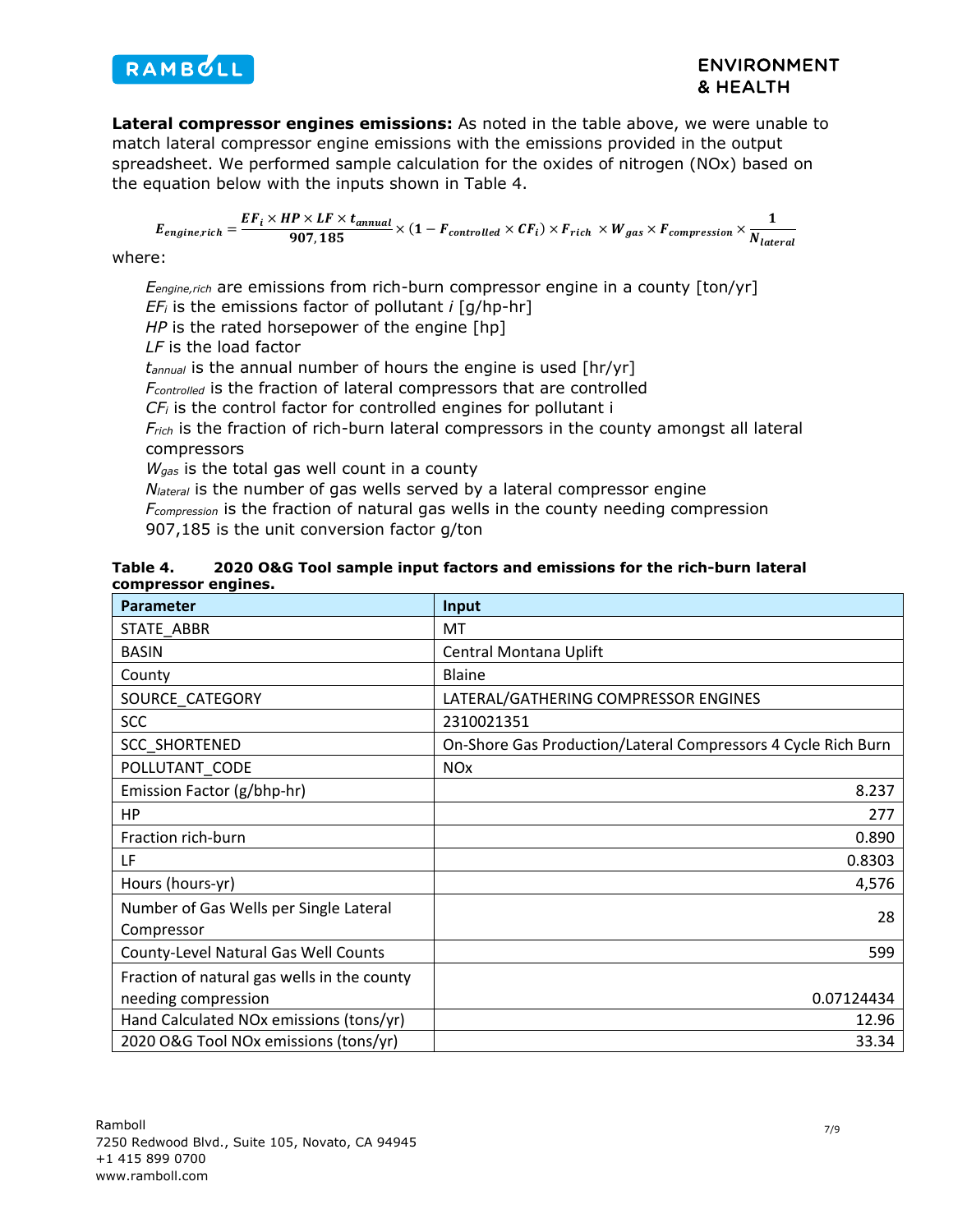**Lateral compressor engines emissions:** As noted in the table above, we were unable to match lateral compressor engine emissions with the emissions provided in the output spreadsheet. We performed sample calculation for the oxides of nitrogen (NOx) based on the equation below with the inputs shown in Table 4.

$$E_{engine,rich} = \frac{EF_i \times HP \times LF \times t_{annual}}{907{,}185} \times (1 - F_{controlled} \times CF_i) \times F_{rich} \times W_{gas} \times F_{compression} \times \frac{1}{N_{lateral}}$$

where:

- $E_{engine,rich}$ are emissions from rich-burn compressor engine in a county [ton/yr]
- $EF_i$ is the emissions factor of pollutant *i* [g/hp-hr]
- $HP$ is the rated horsepower of the engine [hp]
- $LF$ is the load factor
- $t_{annual}$ is the annual number of hours the engine is used [hr/yr]
- $F_{controlled}$ is the fraction of lateral compressors that are controlled
- $CF_i$ is the control factor for controlled engines for pollutant i
- $F_{rich}$ is the fraction of rich-burn lateral compressors in the county amongst all lateral compressors
- $W_{gas}$ is the total gas well count in a county
- $N_{lateral}$ is the number of gas wells served by a lateral compressor engine
- $F_{compression}$ is the fraction of natural gas wells in the county needing compression
- 907,185 is the unit conversion factor g/ton

**Table 4. 2020 O&G Tool sample input factors and emissions for the rich-burn lateral compressor engines.**

| Parameter | Input |
|---|---|
| STATE_ABBR | MT |
| BASIN | Central Montana Uplift |
| County | Blaine |
| SOURCE_CATEGORY | LATERAL/GATHERING COMPRESSOR ENGINES |
| SCC | 2310021351 |
| SCC_SHORTENED | On-Shore Gas Production/Lateral Compressors 4 Cycle Rich Burn |
| POLLUTANT_CODE | NOx |
| Emission Factor (g/bhp-hr) | 8.237 |
| HP | 277 |
| Fraction rich-burn | 0.890 |
| LF | 0.8303 |
| Hours (hours-yr) | 4,576 |
| Number of Gas Wells per Single Lateral Compressor | 28 |
| County-Level Natural Gas Well Counts | 599 |
| Fraction of natural gas wells in the county needing compression | 0.07124434 |
| Hand Calculated NOx emissions (tons/yr) | 12.96 |
| 2020 O&G Tool NOx emissions (tons/yr) | 33.34 |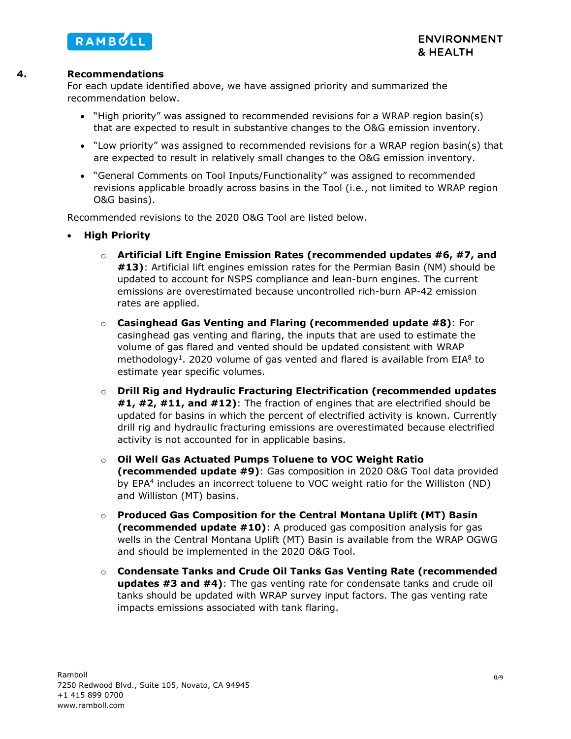## 4. Recommendations

For each update identified above, we have assigned priority and summarized the recommendation below.

- "High priority" was assigned to recommended revisions for a WRAP region basin(s) that are expected to result in substantive changes to the O&G emission inventory.
- "Low priority" was assigned to recommended revisions for a WRAP region basin(s) that are expected to result in relatively small changes to the O&G emission inventory.
- "General Comments on Tool Inputs/Functionality" was assigned to recommended revisions applicable broadly across basins in the Tool (i.e., not limited to WRAP region O&G basins).

Recommended revisions to the 2020 O&G Tool are listed below.

- **High Priority**
  - **Artificial Lift Engine Emission Rates (recommended updates #6, #7, and #13)**: Artificial lift engines emission rates for the Permian Basin (NM) should be updated to account for NSPS compliance and lean-burn engines. The current emissions are overestimated because uncontrolled rich-burn AP-42 emission rates are applied.
  - **Casinghead Gas Venting and Flaring (recommended update #8)**: For casinghead gas venting and flaring, the inputs that are used to estimate the volume of gas flared and vented should be updated consistent with WRAP methodology[1]. 2020 volume of gas vented and flared is available from EIA[8] to estimate year specific volumes.
  - **Drill Rig and Hydraulic Fracturing Electrification (recommended updates #1, #2, #11, and #12)**: The fraction of engines that are electrified should be updated for basins in which the percent of electrified activity is known. Currently drill rig and hydraulic fracturing emissions are overestimated because electrified activity is not accounted for in applicable basins.
  - **Oil Well Gas Actuated Pumps Toluene to VOC Weight Ratio (recommended update #9)**: Gas composition in 2020 O&G Tool data provided by EPA[4] includes an incorrect toluene to VOC weight ratio for the Williston (ND) and Williston (MT) basins.
  - **Produced Gas Composition for the Central Montana Uplift (MT) Basin (recommended update #10)**: A produced gas composition analysis for gas wells in the Central Montana Uplift (MT) Basin is available from the WRAP OGWG and should be implemented in the 2020 O&G Tool.
  - **Condensate Tanks and Crude Oil Tanks Gas Venting Rate (recommended updates #3 and #4)**: The gas venting rate for condensate tanks and crude oil tanks should be updated with WRAP survey input factors. The gas venting rate impacts emissions associated with tank flaring.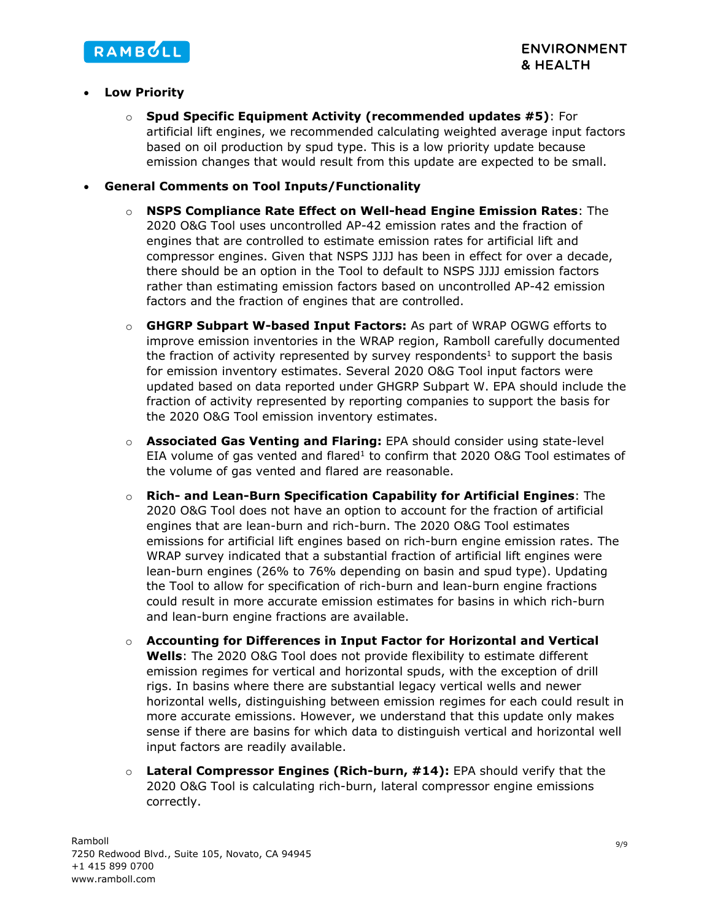- **Low Priority**
  - **Spud Specific Equipment Activity (recommended updates #5)**: For artificial lift engines, we recommended calculating weighted average input factors based on oil production by spud type. This is a low priority update because emission changes that would result from this update are expected to be small.
- **General Comments on Tool Inputs/Functionality**
  - **NSPS Compliance Rate Effect on Well-head Engine Emission Rates**: The 2020 O&G Tool uses uncontrolled AP-42 emission rates and the fraction of engines that are controlled to estimate emission rates for artificial lift and compressor engines. Given that NSPS JJJJ has been in effect for over a decade, there should be an option in the Tool to default to NSPS JJJJ emission factors rather than estimating emission factors based on uncontrolled AP-42 emission factors and the fraction of engines that are controlled.
  - **GHGRP Subpart W-based Input Factors:** As part of WRAP OGWG efforts to improve emission inventories in the WRAP region, Ramboll carefully documented the fraction of activity represented by survey respondents[1] to support the basis for emission inventory estimates. Several 2020 O&G Tool input factors were updated based on data reported under GHGRP Subpart W. EPA should include the fraction of activity represented by reporting companies to support the basis for the 2020 O&G Tool emission inventory estimates.
  - **Associated Gas Venting and Flaring:** EPA should consider using state-level EIA volume of gas vented and flared[1] to confirm that 2020 O&G Tool estimates of the volume of gas vented and flared are reasonable.
  - **Rich- and Lean-Burn Specification Capability for Artificial Engines**: The 2020 O&G Tool does not have an option to account for the fraction of artificial engines that are lean-burn and rich-burn. The 2020 O&G Tool estimates emissions for artificial lift engines based on rich-burn engine emission rates. The WRAP survey indicated that a substantial fraction of artificial lift engines were lean-burn engines (26% to 76% depending on basin and spud type). Updating the Tool to allow for specification of rich-burn and lean-burn engine fractions could result in more accurate emission estimates for basins in which rich-burn and lean-burn engine fractions are available.
  - **Accounting for Differences in Input Factor for Horizontal and Vertical Wells**: The 2020 O&G Tool does not provide flexibility to estimate different emission regimes for vertical and horizontal spuds, with the exception of drill rigs. In basins where there are substantial legacy vertical wells and newer horizontal wells, distinguishing between emission regimes for each could result in more accurate emissions. However, we understand that this update only makes sense if there are basins for which data to distinguish vertical and horizontal well input factors are readily available.
  - **Lateral Compressor Engines (Rich-burn, #14):** EPA should verify that the 2020 O&G Tool is calculating rich-burn, lateral compressor engine emissions correctly.

Ramboll
7250 Redwood Blvd., Suite 105, Novato, CA 94945
+1 415 899 0700
www.ramboll.com